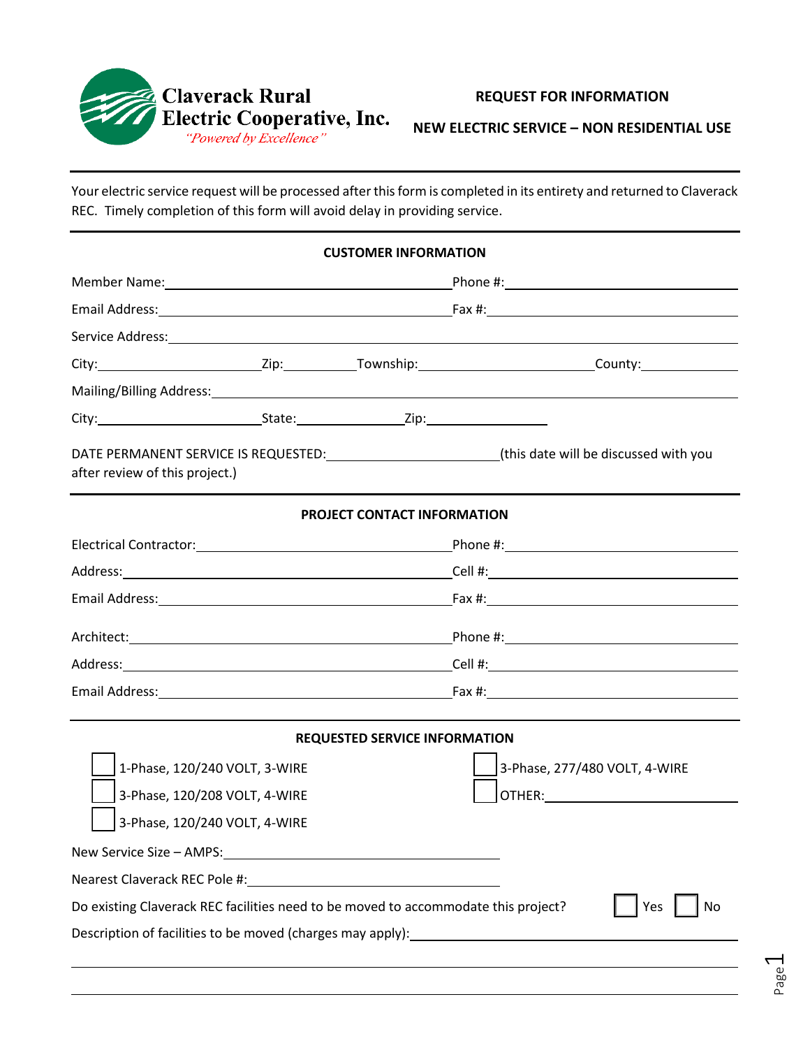**Claverack Rural Electric Cooperative, Inc.**
*"Powered by Excellence"*

**REQUEST FOR INFORMATION**

**NEW ELECTRIC SERVICE – NON RESIDENTIAL USE**

---

Your electric service request will be processed after this form is completed in its entirety and returned to Claverack REC. Timely completion of this form will avoid delay in providing service.

---

**CUSTOMER INFORMATION**

Member Name:\_\_\_\_\_\_\_\_\_\_\_\_\_\_\_\_\_\_\_\_ Phone #:\_\_\_\_\_\_\_\_\_\_\_\_\_\_\_\_\_\_\_\_

Email Address:\_\_\_\_\_\_\_\_\_\_\_\_\_\_\_\_\_\_\_\_ Fax #:\_\_\_\_\_\_\_\_\_\_\_\_\_\_\_\_\_\_\_\_

Service Address:\_\_\_\_\_\_\_\_\_\_\_\_\_\_\_\_\_\_\_\_\_\_\_\_\_\_\_\_\_\_\_\_\_\_\_\_\_\_\_\_

City:\_\_\_\_\_\_\_\_\_\_\_\_ Zip:\_\_\_\_\_\_ Township:\_\_\_\_\_\_\_\_\_\_\_\_ County:\_\_\_\_\_\_\_\_

Mailing/Billing Address:\_\_\_\_\_\_\_\_\_\_\_\_\_\_\_\_\_\_\_\_\_\_\_\_\_\_\_\_\_\_\_\_\_\_\_\_\_\_\_\_

City:\_\_\_\_\_\_\_\_\_\_\_\_ State:\_\_\_\_\_\_\_\_ Zip:\_\_\_\_\_\_\_\_\_\_

DATE PERMANENT SERVICE IS REQUESTED:\_\_\_\_\_\_\_\_\_\_\_\_ (this date will be discussed with you after review of this project.)

---

**PROJECT CONTACT INFORMATION**

Electrical Contractor:\_\_\_\_\_\_\_\_\_\_\_\_\_\_\_\_\_\_\_\_ Phone #:\_\_\_\_\_\_\_\_\_\_\_\_\_\_\_\_\_\_\_\_

Address:\_\_\_\_\_\_\_\_\_\_\_\_\_\_\_\_\_\_\_\_ Cell #:\_\_\_\_\_\_\_\_\_\_\_\_\_\_\_\_\_\_\_\_

Email Address:\_\_\_\_\_\_\_\_\_\_\_\_\_\_\_\_\_\_\_\_ Fax #:\_\_\_\_\_\_\_\_\_\_\_\_\_\_\_\_\_\_\_\_

Architect:\_\_\_\_\_\_\_\_\_\_\_\_\_\_\_\_\_\_\_\_ Phone #:\_\_\_\_\_\_\_\_\_\_\_\_\_\_\_\_\_\_\_\_

Address:\_\_\_\_\_\_\_\_\_\_\_\_\_\_\_\_\_\_\_\_ Cell #:\_\_\_\_\_\_\_\_\_\_\_\_\_\_\_\_\_\_\_\_

Email Address:\_\_\_\_\_\_\_\_\_\_\_\_\_\_\_\_\_\_\_\_ Fax #:\_\_\_\_\_\_\_\_\_\_\_\_\_\_\_\_\_\_\_\_

---

**REQUESTED SERVICE INFORMATION**

- ☐ 1-Phase, 120/240 VOLT, 3-WIRE
- ☐ 3-Phase, 120/208 VOLT, 4-WIRE
- ☐ 3-Phase, 120/240 VOLT, 4-WIRE
- ☐ 3-Phase, 277/480 VOLT, 4-WIRE
- ☐ OTHER:\_\_\_\_\_\_\_\_\_\_\_\_\_\_\_\_\_\_\_\_

New Service Size – AMPS:\_\_\_\_\_\_\_\_\_\_\_\_\_\_\_\_\_\_\_\_

Nearest Claverack REC Pole #:\_\_\_\_\_\_\_\_\_\_\_\_\_\_\_\_\_\_\_\_

Do existing Claverack REC facilities need to be moved to accommodate this project? ☐ Yes ☐ No

Description of facilities to be moved (charges may apply):\_\_\_\_\_\_\_\_\_\_\_\_\_\_\_\_\_\_\_\_

\_\_\_\_\_\_\_\_\_\_\_\_\_\_\_\_\_\_\_\_\_\_\_\_\_\_\_\_\_\_\_\_\_\_\_\_\_\_\_\_\_\_\_\_\_\_\_\_\_\_\_\_\_\_\_\_

\_\_\_\_\_\_\_\_\_\_\_\_\_\_\_\_\_\_\_\_\_\_\_\_\_\_\_\_\_\_\_\_\_\_\_\_\_\_\_\_\_\_\_\_\_\_\_\_\_\_\_\_\_\_\_\_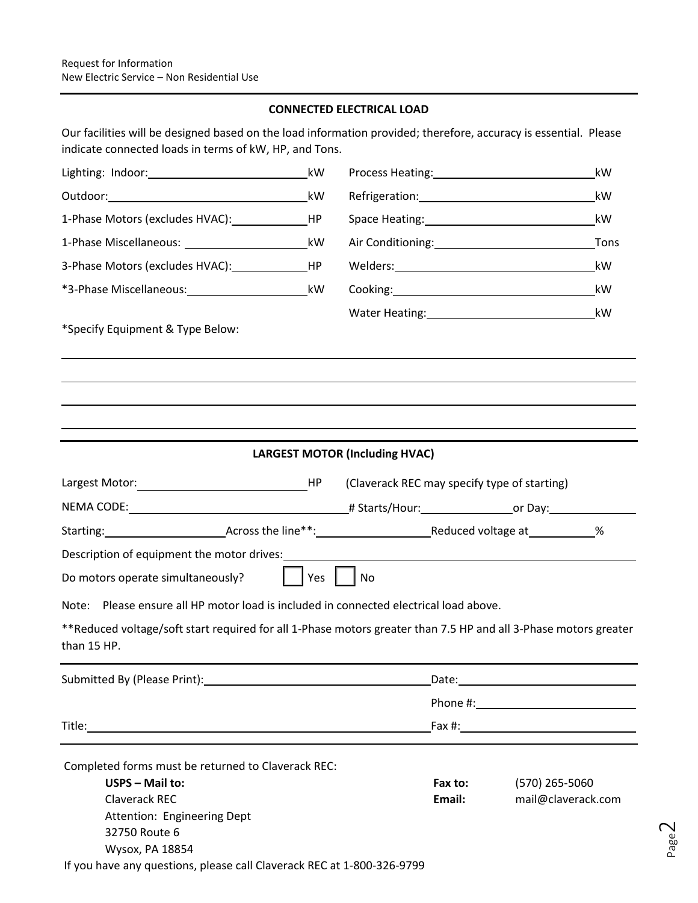Request for Information
New Electric Service – Non Residential Use

## CONNECTED ELECTRICAL LOAD

Our facilities will be designed based on the load information provided; therefore, accuracy is essential. Please indicate connected loads in terms of kW, HP, and Tons.

Lighting: Indoor:\_\_\_\_\_\_\_\_\_\_\_\_\_\_\_\_\_\_kW

Outdoor:\_\_\_\_\_\_\_\_\_\_\_\_\_\_\_\_\_\_kW

1-Phase Motors (excludes HVAC):\_\_\_\_\_\_\_\_\_\_HP

1-Phase Miscellaneous: \_\_\_\_\_\_\_\_\_\_kW

3-Phase Motors (excludes HVAC):\_\_\_\_\_\_\_\_\_\_HP

*3-Phase Miscellaneous:\_\_\_\_\_\_\_\_\_\_kW

Process Heating:\_\_\_\_\_\_\_\_\_\_\_\_\_\_\_\_\_\_kW

Refrigeration:\_\_\_\_\_\_\_\_\_\_\_\_\_\_\_\_\_\_kW

Space Heating:\_\_\_\_\_\_\_\_\_\_\_\_\_\_\_\_\_\_kW

Air Conditioning:\_\_\_\_\_\_\_\_\_\_\_\_\_\_\_\_\_\_Tons

Welders:\_\_\_\_\_\_\_\_\_\_\_\_\_\_\_\_\_\_kW

Cooking:\_\_\_\_\_\_\_\_\_\_\_\_\_\_\_\_\_\_kW

Water Heating:\_\_\_\_\_\_\_\_\_\_\_\_\_\_\_\_\_\_kW

*Specify Equipment & Type Below:

\_\_\_\_\_\_\_\_\_\_\_\_\_\_\_\_\_\_\_\_\_\_\_\_\_\_\_\_\_\_\_\_\_\_\_\_\_\_\_\_\_\_\_\_\_\_\_\_\_\_\_\_\_\_\_\_

\_\_\_\_\_\_\_\_\_\_\_\_\_\_\_\_\_\_\_\_\_\_\_\_\_\_\_\_\_\_\_\_\_\_\_\_\_\_\_\_\_\_\_\_\_\_\_\_\_\_\_\_\_\_\_\_

\_\_\_\_\_\_\_\_\_\_\_\_\_\_\_\_\_\_\_\_\_\_\_\_\_\_\_\_\_\_\_\_\_\_\_\_\_\_\_\_\_\_\_\_\_\_\_\_\_\_\_\_\_\_\_\_

\_\_\_\_\_\_\_\_\_\_\_\_\_\_\_\_\_\_\_\_\_\_\_\_\_\_\_\_\_\_\_\_\_\_\_\_\_\_\_\_\_\_\_\_\_\_\_\_\_\_\_\_\_\_\_\_

## LARGEST MOTOR (Including HVAC)

Largest Motor:\_\_\_\_\_\_\_\_\_\_\_\_\_\_\_\_\_\_HP (Claverack REC may specify type of starting)

NEMA CODE:\_\_\_\_\_\_\_\_\_\_\_\_\_\_\_\_\_\_# Starts/Hour:\_\_\_\_\_\_\_\_\_\_or Day:\_\_\_\_\_\_\_\_\_\_

Starting:\_\_\_\_\_\_\_\_\_\_Across the line**:\_\_\_\_\_\_\_\_\_\_Reduced voltage at\_\_\_\_\_\_\_\_%

Description of equipment the motor drives:\_\_\_\_\_\_\_\_\_\_\_\_\_\_\_\_\_\_\_\_\_\_\_\_\_\_\_\_

Do motors operate simultaneously? ☐ Yes ☐ No

Note: Please ensure all HP motor load is included in connected electrical load above.

**Reduced voltage/soft start required for all 1-Phase motors greater than 7.5 HP and all 3-Phase motors greater than 15 HP.

Submitted By (Please Print):\_\_\_\_\_\_\_\_\_\_\_\_\_\_\_\_\_\_\_\_\_\_\_\_\_\_\_\_Date:\_\_\_\_\_\_\_\_\_\_\_\_\_\_\_\_\_\_

Phone #:\_\_\_\_\_\_\_\_\_\_\_\_\_\_\_\_\_\_

Title:\_\_\_\_\_\_\_\_\_\_\_\_\_\_\_\_\_\_\_\_\_\_\_\_\_\_\_\_\_\_\_\_\_\_\_\_\_\_\_\_Fax #:\_\_\_\_\_\_\_\_\_\_\_\_\_\_\_\_\_\_

Completed forms must be returned to Claverack REC:

**USPS – Mail to:**
Claverack REC
Attention: Engineering Dept
32750 Route 6
Wysox, PA 18854

**Fax to:** (570) 265-5060
**Email:** mail@claverack.com

If you have any questions, please call Claverack REC at 1-800-326-9799